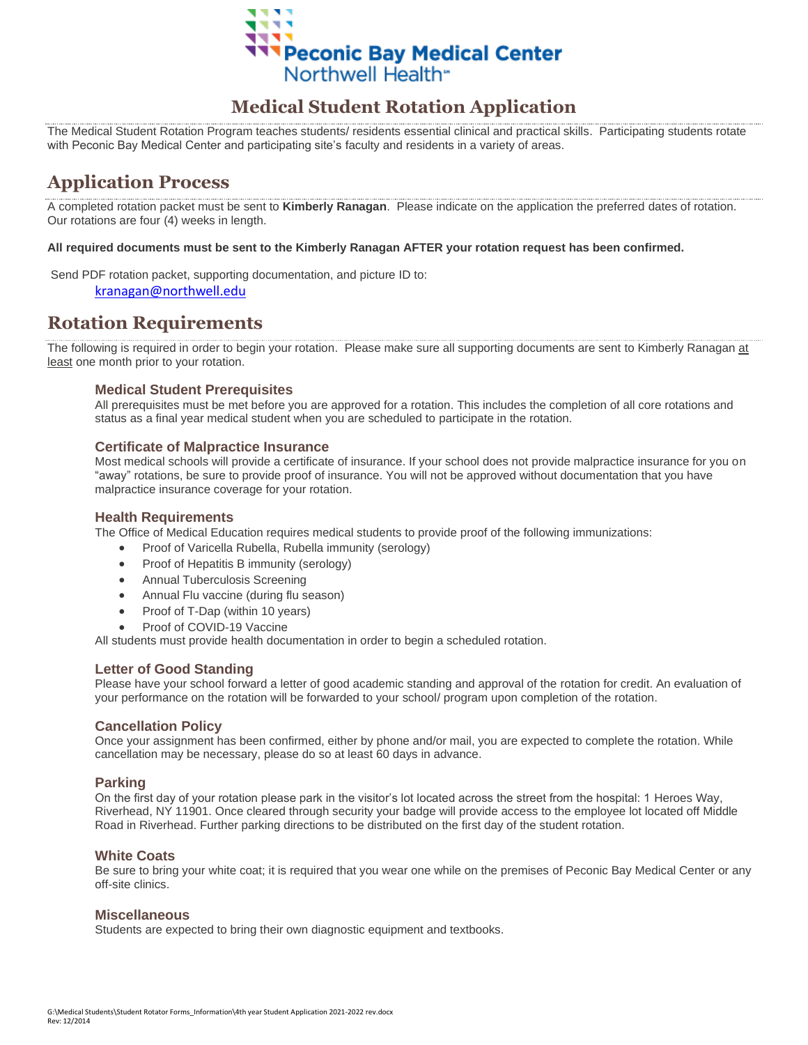Peconic Bay Medical Center
Northwell Health

# Medical Student Rotation Application

The Medical Student Rotation Program teaches students/ residents essential clinical and practical skills. Participating students rotate with Peconic Bay Medical Center and participating site's faculty and residents in a variety of areas.

## Application Process

A completed rotation packet must be sent to **Kimberly Ranagan**. Please indicate on the application the preferred dates of rotation. Our rotations are four (4) weeks in length.

**All required documents must be sent to the Kimberly Ranagan AFTER your rotation request has been confirmed.**

Send PDF rotation packet, supporting documentation, and picture ID to:

kranagan@northwell.edu

## Rotation Requirements

The following is required in order to begin your rotation. Please make sure all supporting documents are sent to Kimberly Ranagan at least one month prior to your rotation.

### Medical Student Prerequisites

All prerequisites must be met before you are approved for a rotation. This includes the completion of all core rotations and status as a final year medical student when you are scheduled to participate in the rotation.

### Certificate of Malpractice Insurance

Most medical schools will provide a certificate of insurance. If your school does not provide malpractice insurance for you on "away" rotations, be sure to provide proof of insurance. You will not be approved without documentation that you have malpractice insurance coverage for your rotation.

### Health Requirements

The Office of Medical Education requires medical students to provide proof of the following immunizations:

- Proof of Varicella Rubella, Rubella immunity (serology)
- Proof of Hepatitis B immunity (serology)
- Annual Tuberculosis Screening
- Annual Flu vaccine (during flu season)
- Proof of T-Dap (within 10 years)
- Proof of COVID-19 Vaccine

All students must provide health documentation in order to begin a scheduled rotation.

### Letter of Good Standing

Please have your school forward a letter of good academic standing and approval of the rotation for credit. An evaluation of your performance on the rotation will be forwarded to your school/ program upon completion of the rotation.

### Cancellation Policy

Once your assignment has been confirmed, either by phone and/or mail, you are expected to complete the rotation. While cancellation may be necessary, please do so at least 60 days in advance.

### Parking

On the first day of your rotation please park in the visitor's lot located across the street from the hospital: 1 Heroes Way, Riverhead, NY 11901. Once cleared through security your badge will provide access to the employee lot located off Middle Road in Riverhead. Further parking directions to be distributed on the first day of the student rotation.

### White Coats

Be sure to bring your white coat; it is required that you wear one while on the premises of Peconic Bay Medical Center or any off-site clinics.

### Miscellaneous

Students are expected to bring their own diagnostic equipment and textbooks.

G:\Medical Students\Student Rotator Forms_Information\4th year Student Application 2021-2022 rev.docx
Rev: 12/2014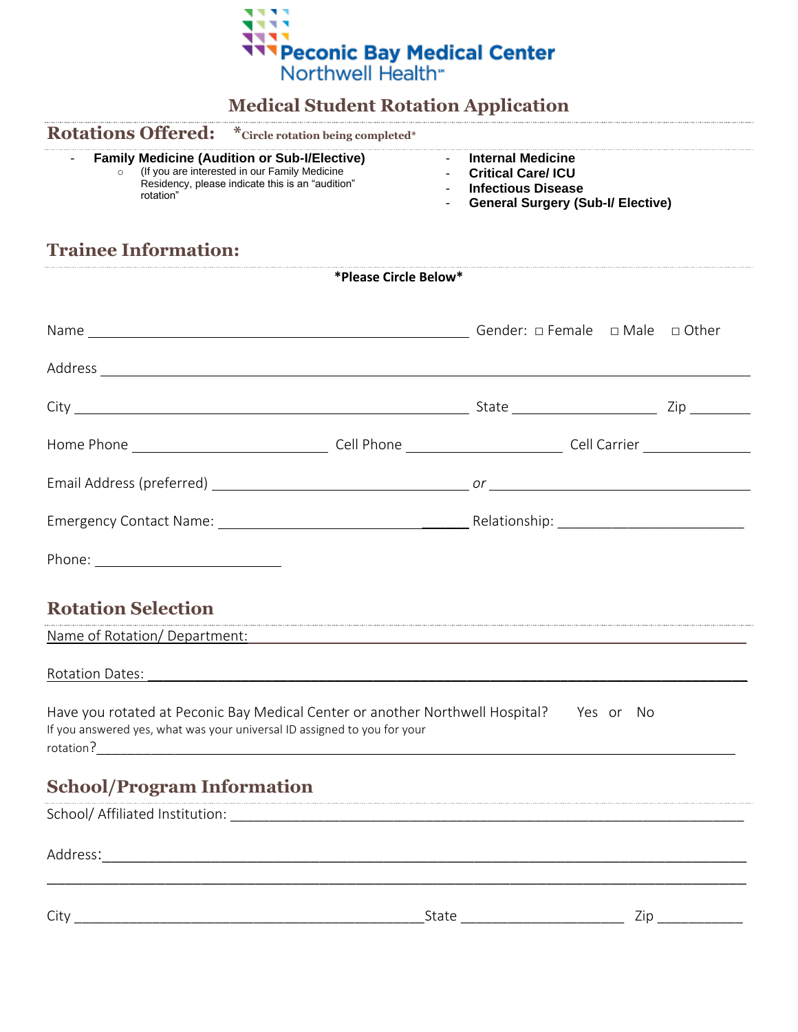Peconic Bay Medical Center
Northwell Health

# Medical Student Rotation Application

## Rotations Offered: *Circle rotation being completed*

- **Family Medicine (Audition or Sub-I/Elective)**
  - (If you are interested in our Family Medicine Residency, please indicate this is an "audition" rotation"
- **Internal Medicine**
- **Critical Care/ ICU**
- **Infectious Disease**
- **General Surgery (Sub-I/ Elective)**

## Trainee Information:

**\*Please Circle Below\***

Name ________________________________________ Gender: □ Female □ Male □ Other

Address ________________________________________________________________

City ________________________________________ State ______________ Zip ________

Home Phone ____________________ Cell Phone ________________ Cell Carrier ____________

Email Address (preferred) ____________________________ or ____________________________

Emergency Contact Name: ______________________________ Relationship: ____________________

Phone: ____________________

## Rotation Selection

Name of Rotation/ Department: ________________________________________________

Rotation Dates: ________________________________________________________________

Have you rotated at Peconic Bay Medical Center or another Northwell Hospital? Yes or No

If you answered yes, what was your universal ID assigned to you for your rotation?____________________________________________

## School/Program Information

School/ Affiliated Institution: ________________________________________________

Address:______________________________________________________________________

______________________________________________________________________________

City ________________________________________State ____________________ Zip __________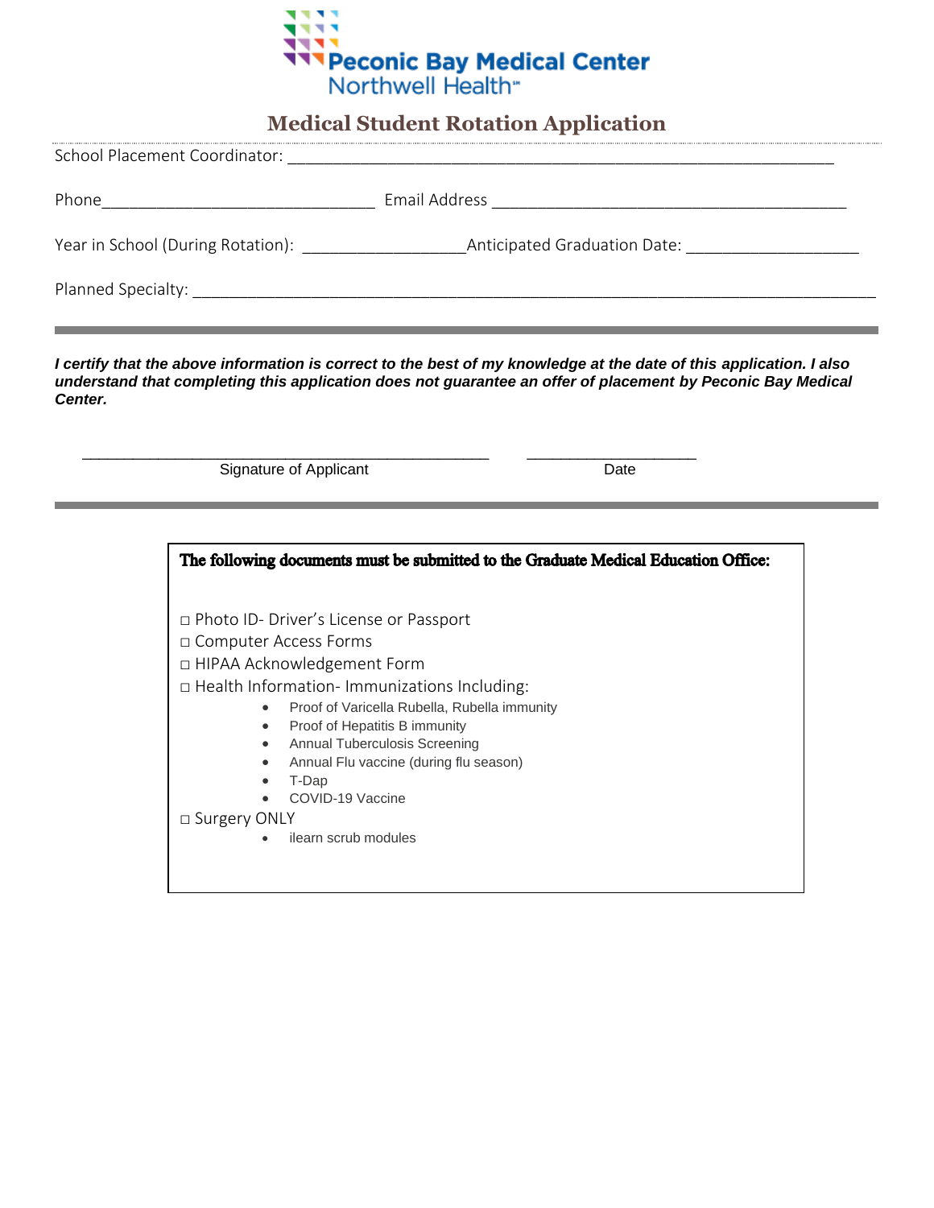Peconic Bay Medical Center
Northwell Health

# Medical Student Rotation Application

School Placement Coordinator: ______________________________________________

Phone______________________ Email Address ______________________________

Year in School (During Rotation): ______________ Anticipated Graduation Date: ______________

Planned Specialty: ______________________________________________________

***I certify that the above information is correct to the best of my knowledge at the date of this application. I also understand that completing this application does not guarantee an offer of placement by Peconic Bay Medical Center.***

_________________________________ Signature of Applicant

______________ Date

**The following documents must be submitted to the Graduate Medical Education Office:**

□ Photo ID- Driver's License or Passport
□ Computer Access Forms
□ HIPAA Acknowledgement Form
□ Health Information- Immunizations Including:

- Proof of Varicella Rubella, Rubella immunity
- Proof of Hepatitis B immunity
- Annual Tuberculosis Screening
- Annual Flu vaccine (during flu season)
- T-Dap
- COVID-19 Vaccine

□ Surgery ONLY

- ilearn scrub modules